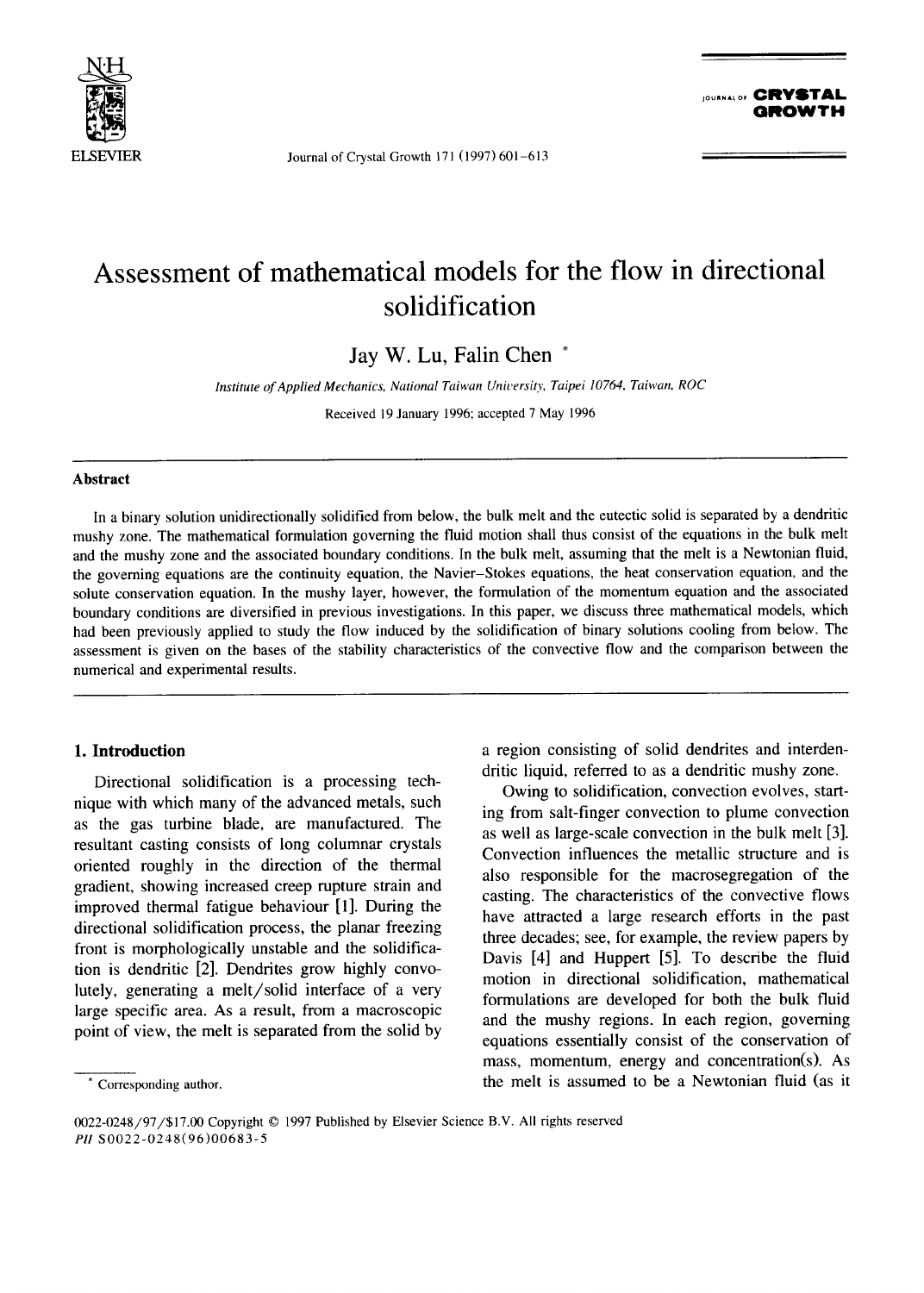# Assessment of mathematical models for the flow in directional solidification

Jay W. Lu, Falin Chen *

*Institute of Applied Mechanics, National Taiwan University, Taipei 10764, Taiwan, ROC*

Received 19 January 1996; accepted 7 May 1996

## Abstract

In a binary solution unidirectionally solidified from below, the bulk melt and the eutectic solid is separated by a dendritic mushy zone. The mathematical formulation governing the fluid motion shall thus consist of the equations in the bulk melt and the mushy zone and the associated boundary conditions. In the bulk melt, assuming that the melt is a Newtonian fluid, the governing equations are the continuity equation, the Navier–Stokes equations, the heat conservation equation, and the solute conservation equation. In the mushy layer, however, the formulation of the momentum equation and the associated boundary conditions are diversified in previous investigations. In this paper, we discuss three mathematical models, which had been previously applied to study the flow induced by the solidification of binary solutions cooling from below. The assessment is given on the bases of the stability characteristics of the convective flow and the comparison between the numerical and experimental results.

## 1. Introduction

Directional solidification is a processing technique with which many of the advanced metals, such as the gas turbine blade, are manufactured. The resultant casting consists of long columnar crystals oriented roughly in the direction of the thermal gradient, showing increased creep rupture strain and improved thermal fatigue behaviour [1]. During the directional solidification process, the planar freezing front is morphologically unstable and the solidification is dendritic [2]. Dendrites grow highly convolutely, generating a melt/solid interface of a very large specific area. As a result, from a macroscopic point of view, the melt is separated from the solid by a region consisting of solid dendrites and interdendritic liquid, referred to as a dendritic mushy zone.

Owing to solidification, convection evolves, starting from salt-finger convection to plume convection as well as large-scale convection in the bulk melt [3]. Convection influences the metallic structure and is also responsible for the macrosegregation of the casting. The characteristics of the convective flows have attracted a large research efforts in the past three decades; see, for example, the review papers by Davis [4] and Huppert [5]. To describe the fluid motion in directional solidification, mathematical formulations are developed for both the bulk fluid and the mushy regions. In each region, governing equations essentially consist of the conservation of mass, momentum, energy and concentration(s). As the melt is assumed to be a Newtonian fluid (as it

* Corresponding author.

0022-0248/97/$17.00 Copyright © 1997 Published by Elsevier Science B.V. All rights reserved
PII S0022-0248(96)00683-5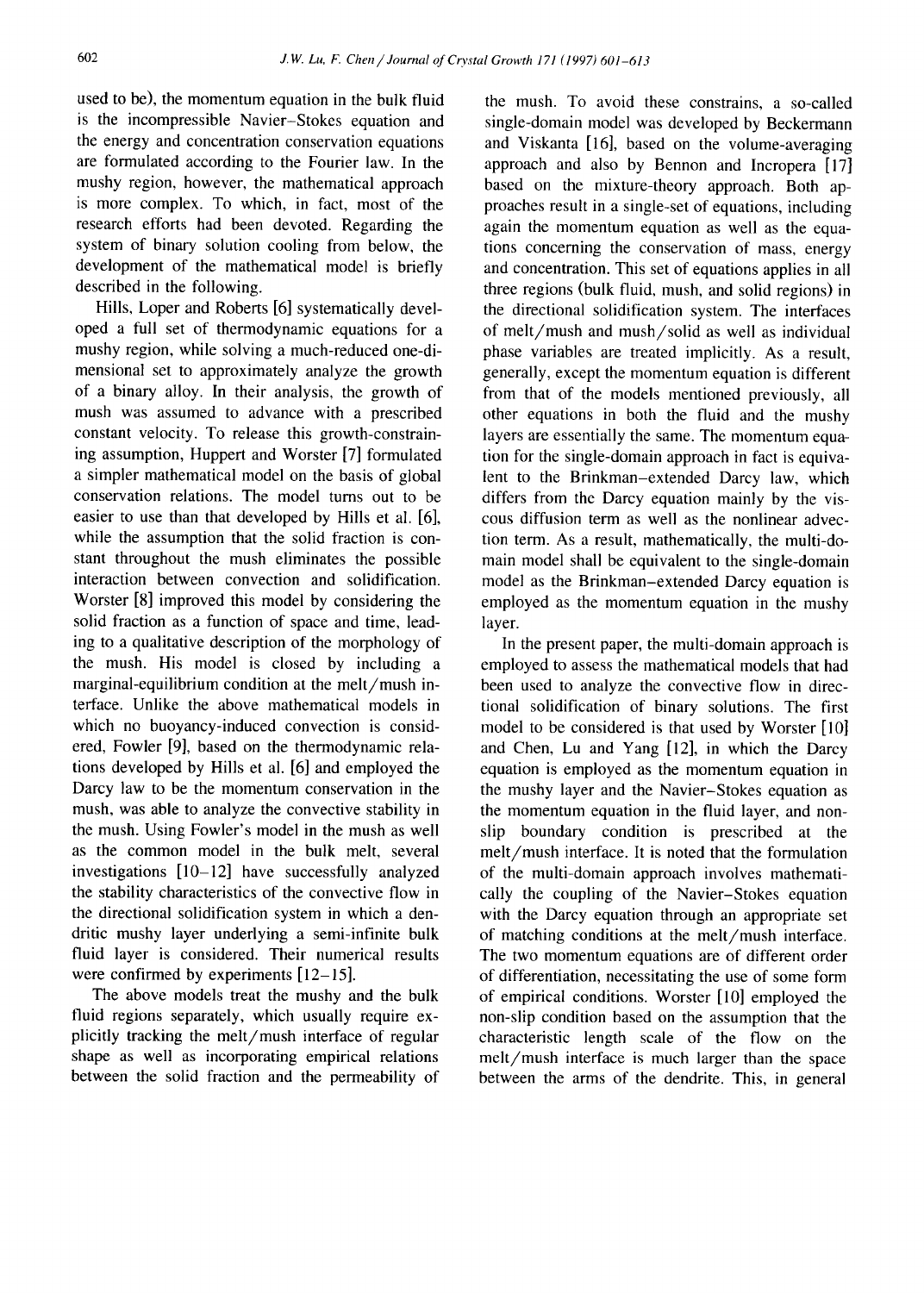used to be), the momentum equation in the bulk fluid is the incompressible Navier–Stokes equation and the energy and concentration conservation equations are formulated according to the Fourier law. In the mushy region, however, the mathematical approach is more complex. To which, in fact, most of the research efforts had been devoted. Regarding the system of binary solution cooling from below, the development of the mathematical model is briefly described in the following.

Hills, Loper and Roberts [6] systematically developed a full set of thermodynamic equations for a mushy region, while solving a much-reduced one-dimensional set to approximately analyze the growth of a binary alloy. In their analysis, the growth of mush was assumed to advance with a prescribed constant velocity. To release this growth-constraining assumption, Huppert and Worster [7] formulated a simpler mathematical model on the basis of global conservation relations. The model turns out to be easier to use than that developed by Hills et al. [6], while the assumption that the solid fraction is constant throughout the mush eliminates the possible interaction between convection and solidification. Worster [8] improved this model by considering the solid fraction as a function of space and time, leading to a qualitative description of the morphology of the mush. His model is closed by including a marginal-equilibrium condition at the melt/mush interface. Unlike the above mathematical models in which no buoyancy-induced convection is considered, Fowler [9], based on the thermodynamic relations developed by Hills et al. [6] and employed the Darcy law to be the momentum conservation in the mush, was able to analyze the convective stability in the mush. Using Fowler's model in the mush as well as the common model in the bulk melt, several investigations [10–12] have successfully analyzed the stability characteristics of the convective flow in the directional solidification system in which a dendritic mushy layer underlying a semi-infinite bulk fluid layer is considered. Their numerical results were confirmed by experiments [12–15].

The above models treat the mushy and the bulk fluid regions separately, which usually require explicitly tracking the melt/mush interface of regular shape as well as incorporating empirical relations between the solid fraction and the permeability of the mush. To avoid these constrains, a so-called single-domain model was developed by Beckermann and Viskanta [16], based on the volume-averaging approach and also by Bennon and Incropera [17] based on the mixture-theory approach. Both approaches result in a single-set of equations, including again the momentum equation as well as the equations concerning the conservation of mass, energy and concentration. This set of equations applies in all three regions (bulk fluid, mush, and solid regions) in the directional solidification system. The interfaces of melt/mush and mush/solid as well as individual phase variables are treated implicitly. As a result, generally, except the momentum equation is different from that of the models mentioned previously, all other equations in both the fluid and the mushy layers are essentially the same. The momentum equation for the single-domain approach in fact is equivalent to the Brinkman–extended Darcy law, which differs from the Darcy equation mainly by the viscous diffusion term as well as the nonlinear advection term. As a result, mathematically, the multi-domain model shall be equivalent to the single-domain model as the Brinkman–extended Darcy equation is employed as the momentum equation in the mushy layer.

In the present paper, the multi-domain approach is employed to assess the mathematical models that had been used to analyze the convective flow in directional solidification of binary solutions. The first model to be considered is that used by Worster [10] and Chen, Lu and Yang [12], in which the Darcy equation is employed as the momentum equation in the mushy layer and the Navier–Stokes equation as the momentum equation in the fluid layer, and non-slip boundary condition is prescribed at the melt/mush interface. It is noted that the formulation of the multi-domain approach involves mathematically the coupling of the Navier–Stokes equation with the Darcy equation through an appropriate set of matching conditions at the melt/mush interface. The two momentum equations are of different order of differentiation, necessitating the use of some form of empirical conditions. Worster [10] employed the non-slip condition based on the assumption that the characteristic length scale of the flow on the melt/mush interface is much larger than the space between the arms of the dendrite. This, in general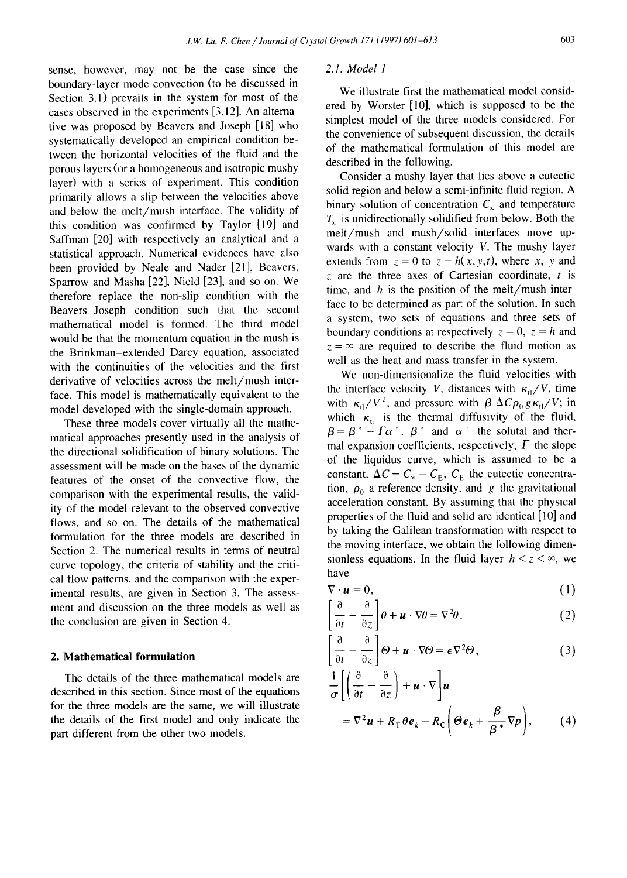sense, however, may not be the case since the boundary-layer mode convection (to be discussed in Section 3.1) prevails in the system for most of the cases observed in the experiments [3,12]. An alternative was proposed by Beavers and Joseph [18] who systematically developed an empirical condition between the horizontal velocities of the fluid and the porous layers (or a homogeneous and isotropic mushy layer) with a series of experiment. This condition primarily allows a slip between the velocities above and below the melt/mush interface. The validity of this condition was confirmed by Taylor [19] and Saffman [20] with respectively an analytical and a statistical approach. Numerical evidences have also been provided by Neale and Nader [21], Beavers, Sparrow and Masha [22], Nield [23], and so on. We therefore replace the non-slip condition with the Beavers–Joseph condition such that the second mathematical model is formed. The third model would be that the momentum equation in the mush is the Brinkman-extended Darcy equation, associated with the continuities of the velocities and the first derivative of velocities across the melt/mush interface. This model is mathematically equivalent to the model developed with the single-domain approach.

These three models cover virtually all the mathematical approaches presently used in the analysis of the directional solidification of binary solutions. The assessment will be made on the bases of the dynamic features of the onset of the convective flow, the comparison with the experimental results, the validity of the model relevant to the observed convective flows, and so on. The details of the mathematical formulation for the three models are described in Section 2. The numerical results in terms of neutral curve topology, the criteria of stability and the critical flow patterns, and the comparison with the experimental results, are given in Section 3. The assessment and discussion on the three models as well as the conclusion are given in Section 4.

## 2. Mathematical formulation

The details of the three mathematical models are described in this section. Since most of the equations for the three models are the same, we will illustrate the details of the first model and only indicate the part different from the other two models.

### 2.1. Model 1

We illustrate first the mathematical model considered by Worster [10], which is supposed to be the simplest model of the three models considered. For the convenience of subsequent discussion, the details of the mathematical formulation of this model are described in the following.

Consider a mushy layer that lies above a eutectic solid region and below a semi-infinite fluid region. A binary solution of concentration $C_\infty$ and temperature $T_\infty$ is unidirectionally solidified from below. Both the melt/mush and mush/solid interfaces move upwards with a constant velocity $V$. The mushy layer extends from $z = 0$ to $z = h(x, y, t)$, where $x$, $y$ and $z$ are the three axes of Cartesian coordinate, $t$ is time, and $h$ is the position of the melt/mush interface to be determined as part of the solution. In such a system, two sets of equations and three sets of boundary conditions at respectively $z = 0$, $z = h$ and $z = \infty$ are required to describe the fluid motion as well as the heat and mass transfer in the system.

We non-dimensionalize the fluid velocities with the interface velocity $V$, distances with $\kappa_{tl}/V$, time with $\kappa_{tl}/V^2$, and pressure with $\beta\, \Delta C \rho_0 g \kappa_{tl}/V$; in which $\kappa_{tl}$ is the thermal diffusivity of the fluid, $\beta = \beta^* - \Gamma\alpha^*$, $\beta^*$ and $\alpha^*$ the solutal and thermal expansion coefficients, respectively, $\Gamma$ the slope of the liquidus curve, which is assumed to be a constant, $\Delta C = C_\infty - C_E$, $C_E$ the eutectic concentration, $\rho_0$ a reference density, and $g$ the gravitational acceleration constant. By assuming that the physical properties of the fluid and solid are identical [10] and by taking the Galilean transformation with respect to the moving interface, we obtain the following dimensionless equations. In the fluid layer $h < z < \infty$, we have

$$\nabla \cdot \boldsymbol{u} = 0, \tag{1}$$

$$\left[\frac{\partial}{\partial t} - \frac{\partial}{\partial z}\right]\theta + \boldsymbol{u} \cdot \nabla\theta = \nabla^2\theta, \tag{2}$$

$$\left[\frac{\partial}{\partial t} - \frac{\partial}{\partial z}\right]\Theta + \boldsymbol{u} \cdot \nabla\Theta = \epsilon\nabla^2\Theta, \tag{3}$$

$$\frac{1}{\sigma}\left[\left(\frac{\partial}{\partial t} - \frac{\partial}{\partial z}\right) + \boldsymbol{u} \cdot \nabla\right]\boldsymbol{u} = \nabla^2\boldsymbol{u} + R_T\theta\boldsymbol{e}_k - R_C\left(\Theta\boldsymbol{e}_k + \frac{\beta}{\beta^*}\nabla p\right), \tag{4}$$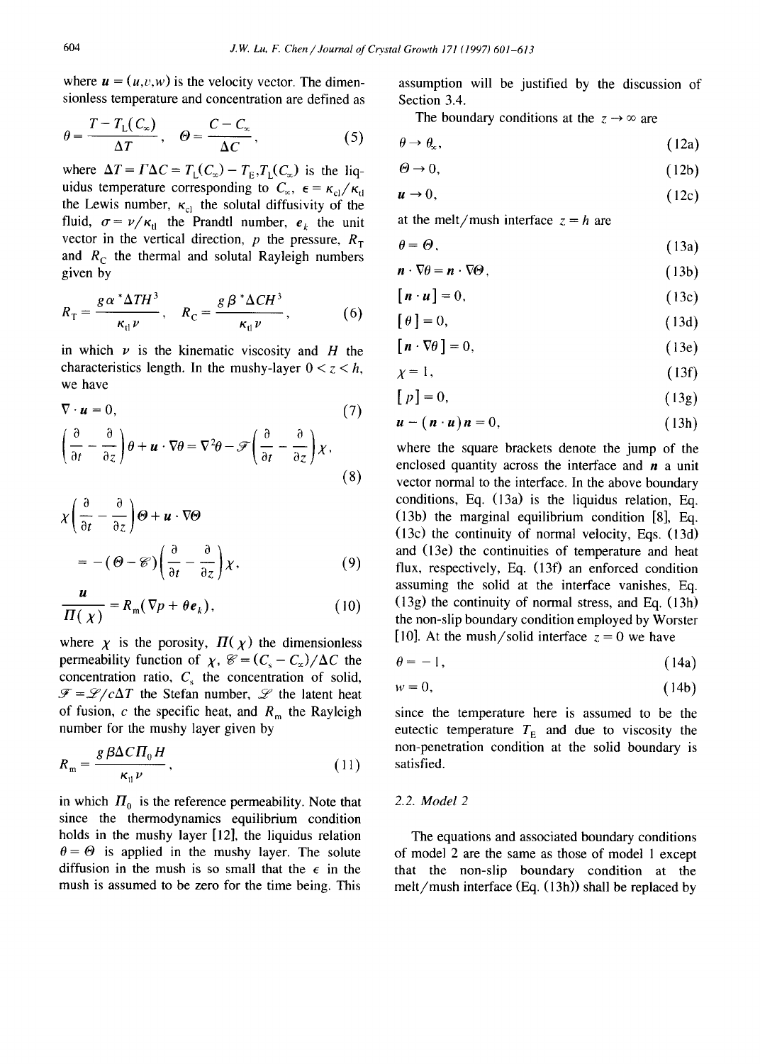where $\boldsymbol{u} = (u,v,w)$ is the velocity vector. The dimensionless temperature and concentration are defined as

$$\theta = \frac{T - T_L(C_\infty)}{\Delta T}, \quad \Theta = \frac{C - C_\infty}{\Delta C}, \tag{5}$$

where $\Delta T = \Gamma \Delta C = T_L(C_\infty) - T_E, T_L(C_\infty)$ is the liquidus temperature corresponding to $C_\infty$, $\epsilon = \kappa_{cl}/\kappa_{tl}$ the Lewis number, $\kappa_{cl}$ the solutal diffusivity of the fluid, $\sigma = \nu/\kappa_{tl}$ the Prandtl number, $\boldsymbol{e}_k$ the unit vector in the vertical direction, $p$ the pressure, $R_T$ and $R_C$ the thermal and solutal Rayleigh numbers given by

$$R_T = \frac{g \alpha^* \Delta T H^3}{\kappa_{tl} \nu}, \quad R_C = \frac{g \beta^* \Delta C H^3}{\kappa_{tl} \nu}, \tag{6}$$

in which $\nu$ is the kinematic viscosity and $H$ the characteristics length. In the mushy-layer $0 < z < h$, we have

$$\nabla \cdot \boldsymbol{u} = 0, \tag{7}$$

$$\left( \frac{\partial}{\partial t} - \frac{\partial}{\partial z} \right) \theta + \boldsymbol{u} \cdot \nabla \theta = \nabla^2 \theta - \mathscr{F} \left( \frac{\partial}{\partial t} - \frac{\partial}{\partial z} \right) \chi, \tag{8}$$

$$\chi \left( \frac{\partial}{\partial t} - \frac{\partial}{\partial z} \right) \Theta + \boldsymbol{u} \cdot \nabla \Theta = -(\Theta - \mathscr{C}) \left( \frac{\partial}{\partial t} - \frac{\partial}{\partial z} \right) \chi, \tag{9}$$

$$\frac{\boldsymbol{u}}{\Pi(\chi)} = R_m (\nabla p + \theta \boldsymbol{e}_k), \tag{10}$$

where $\chi$ is the porosity, $\Pi(\chi)$ the dimensionless permeability function of $\chi$, $\mathscr{C} = (C_s - C_\infty)/\Delta C$ the concentration ratio, $C_s$ the concentration of solid, $\mathscr{F} = \mathscr{L}/c \Delta T$ the Stefan number, $\mathscr{L}$ the latent heat of fusion, $c$ the specific heat, and $R_m$ the Rayleigh number for the mushy layer given by

$$R_m = \frac{g \beta \Delta C \Pi_0 H}{\kappa_{tl} \nu}, \tag{11}$$

in which $\Pi_0$ is the reference permeability. Note that since the thermodynamics equilibrium condition holds in the mushy layer [12], the liquidus relation $\theta = \Theta$ is applied in the mushy layer. The solute diffusion in the mush is so small that the $\epsilon$ in the mush is assumed to be zero for the time being. This assumption will be justified by the discussion of Section 3.4.

The boundary conditions at the $z \to \infty$ are

$$\theta \to \theta_\infty, \tag{12a}$$

$$\Theta \to 0, \tag{12b}$$

$$\boldsymbol{u} \to 0, \tag{12c}$$

at the melt/mush interface $z = h$ are

$$\theta = \Theta, \tag{13a}$$

$$\boldsymbol{n} \cdot \nabla \theta = \boldsymbol{n} \cdot \nabla \Theta, \tag{13b}$$

$$[\boldsymbol{n} \cdot \boldsymbol{u}] = 0, \tag{13c}$$

$$[\theta] = 0, \tag{13d}$$

$$[\boldsymbol{n} \cdot \nabla \theta] = 0, \tag{13e}$$

$$\chi = 1, \tag{13f}$$

$$[p] = 0, \tag{13g}$$

$$\boldsymbol{u} - (\boldsymbol{n} \cdot \boldsymbol{u}) \boldsymbol{n} = 0, \tag{13h}$$

where the square brackets denote the jump of the enclosed quantity across the interface and $\boldsymbol{n}$ a unit vector normal to the interface. In the above boundary conditions, Eq. (13a) is the liquidus relation, Eq. (13b) the marginal equilibrium condition [8], Eq. (13c) the continuity of normal velocity, Eqs. (13d) and (13e) the continuities of temperature and heat flux, respectively, Eq. (13f) an enforced condition assuming the solid at the interface vanishes, Eq. (13g) the continuity of normal stress, and Eq. (13h) the non-slip boundary condition employed by Worster [10]. At the mush/solid interface $z = 0$ we have

$$\theta = -1, \tag{14a}$$

$$w = 0, \tag{14b}$$

since the temperature here is assumed to be the eutectic temperature $T_E$ and due to viscosity the non-penetration condition at the solid boundary is satisfied.

### 2.2. Model 2

The equations and associated boundary conditions of model 2 are the same as those of model 1 except that the non-slip boundary condition at the melt/mush interface (Eq. (13h)) shall be replaced by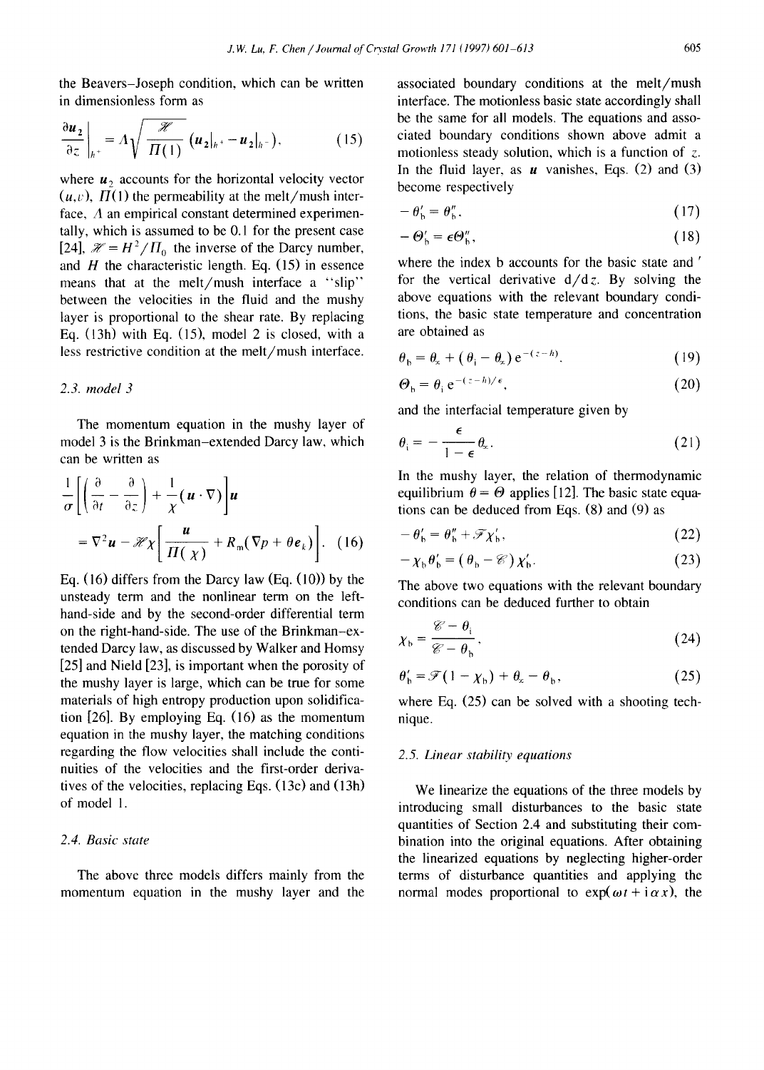the Beavers–Joseph condition, which can be written in dimensionless form as

$$\left.\frac{\partial \boldsymbol{u}_2}{\partial z}\right|_{h^+} = \Lambda\sqrt{\frac{\mathscr{H}}{\Pi(1)}}\left(\boldsymbol{u}_2|_{h^+} - \boldsymbol{u}_2|_{h^-}\right), \tag{15}$$

where $\boldsymbol{u}_2$ accounts for the horizontal velocity vector $(u,v)$, $\Pi(1)$ the permeability at the melt/mush interface, $\Lambda$ an empirical constant determined experimentally, which is assumed to be 0.1 for the present case [24], $\mathscr{H} = H^2/\Pi_0$ the inverse of the Darcy number, and $H$ the characteristic length. Eq. (15) in essence means that at the melt/mush interface a "slip" between the velocities in the fluid and the mushy layer is proportional to the shear rate. By replacing Eq. (13h) with Eq. (15), model 2 is closed, with a less restrictive condition at the melt/mush interface.

### 2.3. model 3

The momentum equation in the mushy layer of model 3 is the Brinkman–extended Darcy law, which can be written as

$$\frac{1}{\sigma}\left[\left(\frac{\partial}{\partial t} - \frac{\partial}{\partial z}\right) + \frac{1}{\chi}(\boldsymbol{u}\cdot\nabla)\right]\boldsymbol{u} = \nabla^2\boldsymbol{u} - \mathscr{H}\chi\left[\frac{\boldsymbol{u}}{\Pi(\chi)} + R_m(\nabla p + \theta \boldsymbol{e}_k)\right]. \tag{16}$$

Eq. (16) differs from the Darcy law (Eq. (10)) by the unsteady term and the nonlinear term on the left-hand-side and by the second-order differential term on the right-hand-side. The use of the Brinkman–extended Darcy law, as discussed by Walker and Homsy [25] and Nield [23], is important when the porosity of the mushy layer is large, which can be true for some materials of high entropy production upon solidification [26]. By employing Eq. (16) as the momentum equation in the mushy layer, the matching conditions regarding the flow velocities shall include the continuities of the velocities and the first-order derivatives of the velocities, replacing Eqs. (13c) and (13h) of model 1.

### 2.4. Basic state

The above three models differs mainly from the momentum equation in the mushy layer and the associated boundary conditions at the melt/mush interface. The motionless basic state accordingly shall be the same for all models. The equations and associated boundary conditions shown above admit a motionless steady solution, which is a function of $z$. In the fluid layer, as $\boldsymbol{u}$ vanishes, Eqs. (2) and (3) become respectively

$$-\theta_b' = \theta_b'', \tag{17}$$

$$-\Theta_b' = \epsilon\Theta_b'', \tag{18}$$

where the index b accounts for the basic state and $'$ for the vertical derivative $\mathrm{d}/\mathrm{d}z$. By solving the above equations with the relevant boundary conditions, the basic state temperature and concentration are obtained as

$$\theta_b = \theta_\infty + (\theta_i - \theta_\infty)\,\mathrm{e}^{-(z-h)}, \tag{19}$$

$$\Theta_b = \theta_i\,\mathrm{e}^{-(z-h)/\epsilon}, \tag{20}$$

and the interfacial temperature given by

$$\theta_i = -\frac{\epsilon}{1-\epsilon}\theta_\infty. \tag{21}$$

In the mushy layer, the relation of thermodynamic equilibrium $\theta = \Theta$ applies [12]. The basic state equations can be deduced from Eqs. (8) and (9) as

$$-\theta_b' = \theta_b'' + \mathscr{F}\chi_b', \tag{22}$$

$$-\chi_b\theta_b' = (\theta_b - \mathscr{C})\chi_b'. \tag{23}$$

The above two equations with the relevant boundary conditions can be deduced further to obtain

$$\chi_b = \frac{\mathscr{C} - \theta_i}{\mathscr{C} - \theta_b}, \tag{24}$$

$$\theta_b' = \mathscr{F}(1 - \chi_b) + \theta_\infty - \theta_b, \tag{25}$$

where Eq. (25) can be solved with a shooting technique.

### 2.5. Linear stability equations

We linearize the equations of the three models by introducing small disturbances to the basic state quantities of Section 2.4 and substituting their combination into the original equations. After obtaining the linearized equations by neglecting higher-order terms of disturbance quantities and applying the normal modes proportional to $\exp(\omega t + \mathrm{i}\alpha x)$, the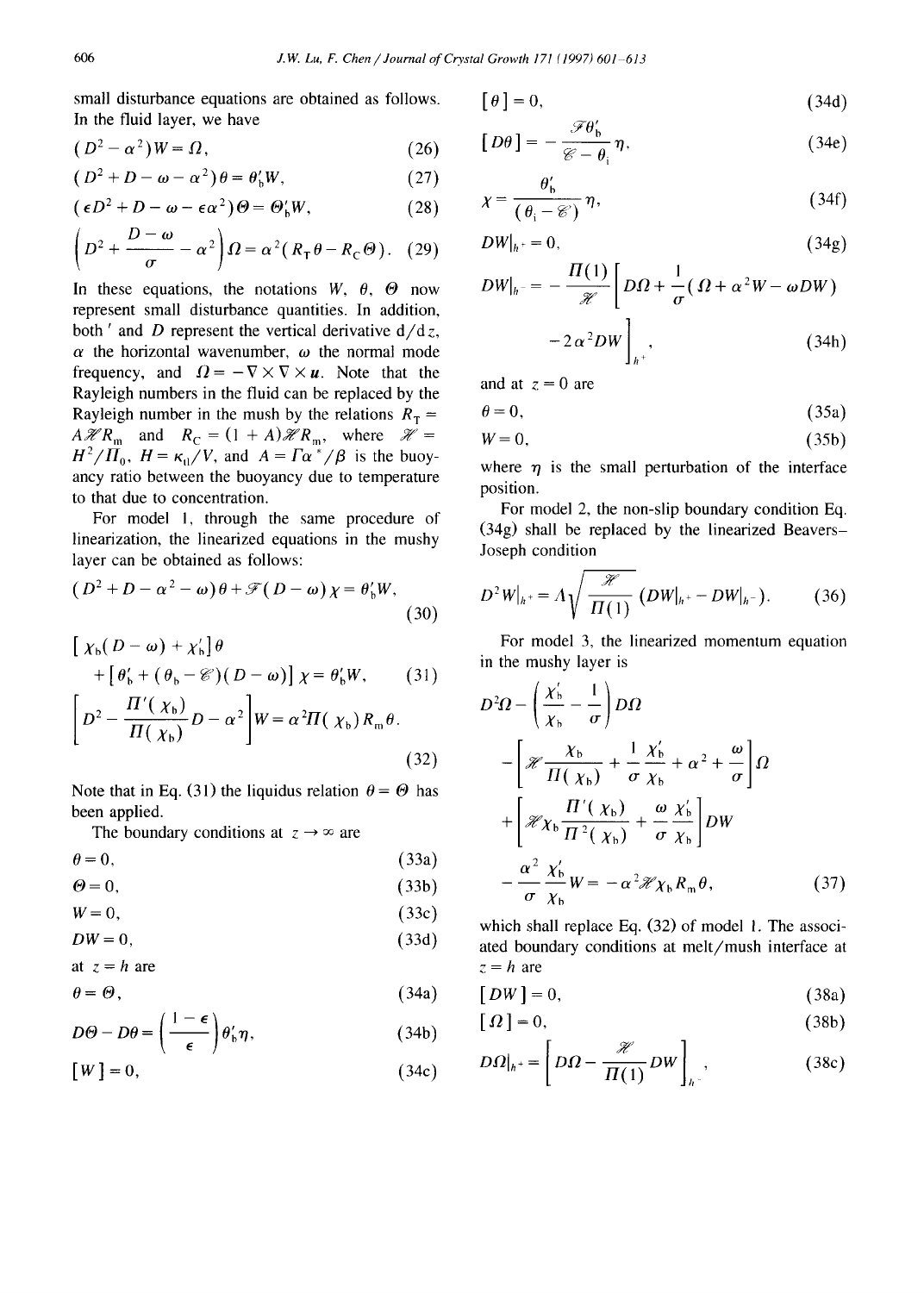small disturbance equations are obtained as follows. In the fluid layer, we have

$$(D^2 - \alpha^2)W = \Omega, \tag{26}$$

$$(D^2 + D - \omega - \alpha^2)\theta = \theta_b' W, \tag{27}$$

$$(\epsilon D^2 + D - \omega - \epsilon\alpha^2)\Theta = \Theta_b' W, \tag{28}$$

$$\left(D^2 + \frac{D - \omega}{\sigma} - \alpha^2\right)\Omega = \alpha^2(R_T\theta - R_C\Theta). \tag{29}$$

In these equations, the notations $W$, $\theta$, $\Theta$ now represent small disturbance quantities. In addition, both $'$ and $D$ represent the vertical derivative $d/dz$, $\alpha$ the horizontal wavenumber, $\omega$ the normal mode frequency, and $\Omega = -\nabla \times \nabla \times \boldsymbol{u}$. Note that the Rayleigh numbers in the fluid can be replaced by the Rayleigh number in the mush by the relations $R_T = A\mathscr{H}R_m$ and $R_C = (1 + A)\mathscr{H}R_m$, where $\mathscr{H} = H^2/\Pi_0$, $H = \kappa_{ll}/V$, and $A = \Gamma\alpha^*/\beta$ is the buoyancy ratio between the buoyancy due to temperature to that due to concentration.

For model 1, through the same procedure of linearization, the linearized equations in the mushy layer can be obtained as follows:

$$(D^2 + D - \alpha^2 - \omega)\theta + \mathscr{F}(D - \omega)\chi = \theta_b' W, \tag{30}$$

$$[\chi_b(D - \omega) + \chi_b']\theta + [\theta_b' + (\theta_b - \mathscr{C})(D - \omega)]\chi = \theta_b' W, \tag{31}$$

$$\left[D^2 - \frac{\Pi'(\chi_b)}{\Pi(\chi_b)}D - \alpha^2\right]W = \alpha^2\Pi(\chi_b)R_m\theta. \tag{32}$$

Note that in Eq. (31) the liquidus relation $\theta = \Theta$ has been applied.

The boundary conditions at $z \to \infty$ are

$$\theta = 0, \tag{33a}$$

$$\Theta = 0, \tag{33b}$$

$$W = 0, \tag{33c}$$

$$DW = 0, \tag{33d}$$

at $z = h$ are

$$\theta = \Theta, \tag{34a}$$

$$D\Theta - D\theta = \left(\frac{1 - \epsilon}{\epsilon}\right)\theta_b' \eta, \tag{34b}$$

$$[W] = 0, \tag{34c}$$

$$[\theta] = 0, \tag{34d}$$

$$[D\theta] = -\frac{\mathscr{F}\theta_b'}{\mathscr{C} - \theta_i}\eta, \tag{34e}$$

$$\chi = \frac{\theta_b'}{(\theta_i - \mathscr{C})}\eta, \tag{34f}$$

$$DW|_{h^+} = 0, \tag{34g}$$

$$DW|_{h^-} = -\frac{\Pi(1)}{\mathscr{H}}\left[D\Omega + \frac{1}{\sigma}(\Omega + \alpha^2 W - \omega DW) - 2\alpha^2 DW\right]_{h^+}, \tag{34h}$$

and at $z = 0$ are

$$\theta = 0, \tag{35a}$$

$$W = 0, \tag{35b}$$

where $\eta$ is the small perturbation of the interface position.

For model 2, the non-slip boundary condition Eq. (34g) shall be replaced by the linearized Beavers–Joseph condition

$$D^2 W|_{h^+} = \Lambda\sqrt{\frac{\mathscr{H}}{\Pi(1)}}(DW|_{h^+} - DW|_{h^-}). \tag{36}$$

For model 3, the linearized momentum equation in the mushy layer is

$$\begin{aligned}
&D^2\Omega - \left(\frac{\chi_b'}{\chi_b} - \frac{1}{\sigma}\right)D\Omega \\
&- \left[\mathscr{H}\frac{\chi_b}{\Pi(\chi_b)} + \frac{1}{\sigma}\frac{\chi_b'}{\chi_b} + \alpha^2 + \frac{\omega}{\sigma}\right]\Omega \\
&+ \left[\mathscr{H}\chi_b\frac{\Pi'(\chi_b)}{\Pi^2(\chi_b)} + \frac{\omega}{\sigma}\frac{\chi_b'}{\chi_b}\right]DW \\
&- \frac{\alpha^2}{\sigma}\frac{\chi_b'}{\chi_b}W = -\alpha^2\mathscr{H}\chi_b R_m\theta,
\end{aligned} \tag{37}$$

which shall replace Eq. (32) of model 1. The associated boundary conditions at melt/mush interface at $z = h$ are

$$[DW] = 0, \tag{38a}$$

$$[\Omega] = 0, \tag{38b}$$

$$D\Omega|_{h^+} = \left[D\Omega - \frac{\mathscr{H}}{\Pi(1)}DW\right]_{h^-}, \tag{38c}$$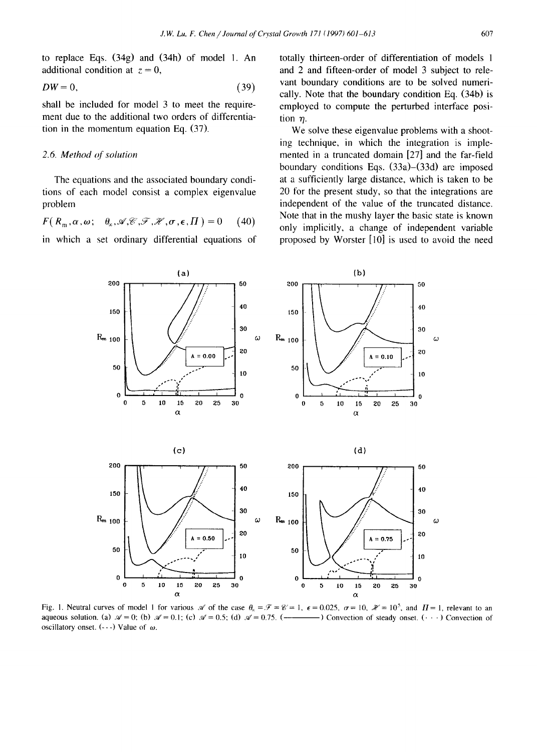to replace Eqs. (34g) and (34h) of model 1. An additional condition at $z = 0$,

$$DW = 0, \tag{39}$$

shall be included for model 3 to meet the requirement due to the additional two orders of differentiation in the momentum equation Eq. (37).

### 2.6. Method of solution

The equations and the associated boundary conditions of each model consist a complex eigenvalue problem

$$F(R_{\mathrm{m}}, \alpha, \omega;\quad \theta_{\infty}, \mathscr{A}, \mathscr{C}, \mathscr{T}, \mathscr{H}, \sigma, \epsilon, \Pi) = 0 \tag{40}$$

in which a set ordinary differential equations of totally thirteen-order of differentiation of models 1 and 2 and fifteen-order of model 3 subject to relevant boundary conditions are to be solved numerically. Note that the boundary condition Eq. (34b) is employed to compute the perturbed interface position $\eta$.

We solve these eigenvalue problems with a shooting technique, in which the integration is implemented in a truncated domain [27] and the far-field boundary conditions Eqs. (33a)–(33d) are imposed at a sufficiently large distance, which is taken to be 20 for the present study, so that the integrations are independent of the value of the truncated distance. Note that in the mushy layer the basic state is known only implicitly, a change of independent variable proposed by Worster [10] is used to avoid the need

Fig. 1. Neutral curves of model 1 for various $\mathscr{A}$ of the case $\theta_{\infty} = \mathscr{T} = \mathscr{C} = 1$, $\epsilon = 0.025$, $\sigma = 10$, $\mathscr{H} = 10^5$, and $\Pi = 1$, relevant to an aqueous solution. (a) $\mathscr{A} = 0$; (b) $\mathscr{A} = 0.1$; (c) $\mathscr{A} = 0.5$; (d) $\mathscr{A} = 0.75$. (———) Convection of steady onset. (· · ·) Convection of oscillatory onset. (- - -) Value of $\omega$.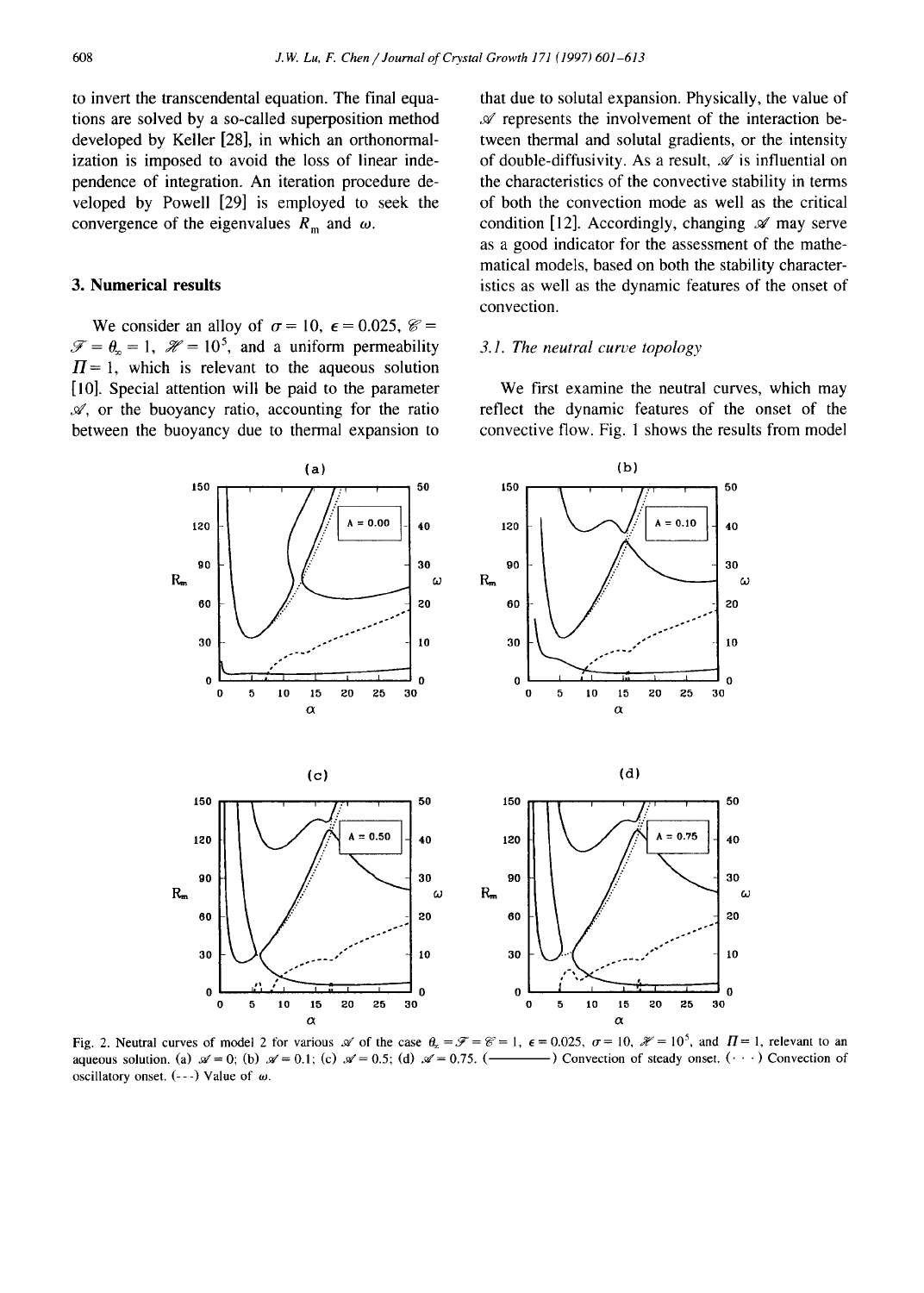to invert the transcendental equation. The final equations are solved by a so-called superposition method developed by Keller [28], in which an orthonormalization is imposed to avoid the loss of linear independence of integration. An iteration procedure developed by Powell [29] is employed to seek the convergence of the eigenvalues $R_m$ and $\omega$.

## 3. Numerical results

We consider an alloy of $\sigma = 10$, $\epsilon = 0.025$, $\mathscr{C} = \mathscr{S} = \theta_\infty = 1$, $\mathscr{K} = 10^5$, and a uniform permeability $\Pi = 1$, which is relevant to the aqueous solution [10]. Special attention will be paid to the parameter $\mathscr{A}$, or the buoyancy ratio, accounting for the ratio between the buoyancy due to thermal expansion to that due to solutal expansion. Physically, the value of $\mathscr{A}$ represents the involvement of the interaction between thermal and solutal gradients, or the intensity of double-diffusivity. As a result, $\mathscr{A}$ is influential on the characteristics of the convective stability in terms of both the convection mode as well as the critical condition [12]. Accordingly, changing $\mathscr{A}$ may serve as a good indicator for the assessment of the mathematical models, based on both the stability characteristics as well as the dynamic features of the onset of convection.

### 3.1. The neutral curve topology

We first examine the neutral curves, which may reflect the dynamic features of the onset of the convective flow. Fig. 1 shows the results from model

Fig. 2. Neutral curves of model 2 for various $\mathscr{A}$ of the case $\theta_\infty = \mathscr{S} = \mathscr{C} = 1$, $\epsilon = 0.025$, $\sigma = 10$, $\mathscr{K} = 10^5$, and $\Pi = 1$, relevant to an aqueous solution. (a) $\mathscr{A} = 0$; (b) $\mathscr{A} = 0.1$; (c) $\mathscr{A} = 0.5$; (d) $\mathscr{A} = 0.75$. (———) Convection of steady onset. (· · ·) Convection of oscillatory onset. (- - -) Value of $\omega$.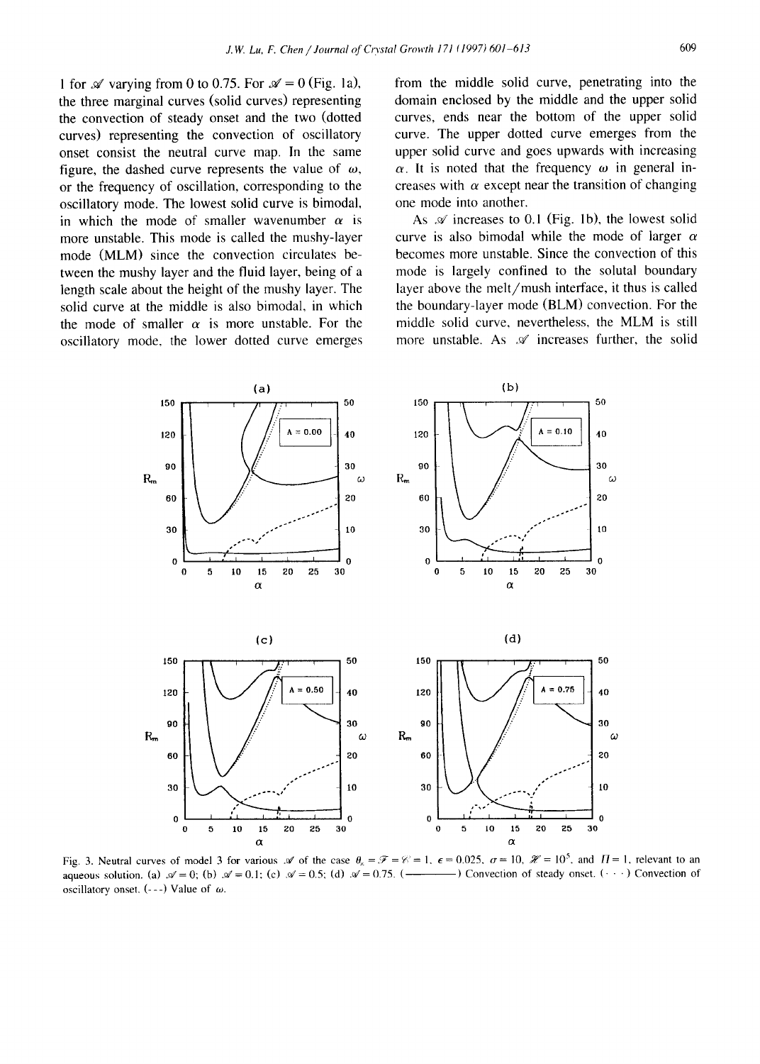1 for $\mathscr{A}$ varying from 0 to 0.75. For $\mathscr{A} = 0$ (Fig. 1a), the three marginal curves (solid curves) representing the convection of steady onset and the two (dotted curves) representing the convection of oscillatory onset consist the neutral curve map. In the same figure, the dashed curve represents the value of $\omega$, or the frequency of oscillation, corresponding to the oscillatory mode. The lowest solid curve is bimodal, in which the mode of smaller wavenumber $\alpha$ is more unstable. This mode is called the mushy-layer mode (MLM) since the convection circulates between the mushy layer and the fluid layer, being of a length scale about the height of the mushy layer. The solid curve at the middle is also bimodal, in which the mode of smaller $\alpha$ is more unstable. For the oscillatory mode, the lower dotted curve emerges from the middle solid curve, penetrating into the domain enclosed by the middle and the upper solid curves, ends near the bottom of the upper solid curve. The upper dotted curve emerges from the upper solid curve and goes upwards with increasing $\alpha$. It is noted that the frequency $\omega$ in general increases with $\alpha$ except near the transition of changing one mode into another.

As $\mathscr{A}$ increases to 0.1 (Fig. 1b), the lowest solid curve is also bimodal while the mode of larger $\alpha$ becomes more unstable. Since the convection of this mode is largely confined to the solutal boundary layer above the melt/mush interface, it thus is called the boundary-layer mode (BLM) convection. For the middle solid curve, nevertheless, the MLM is still more unstable. As $\mathscr{A}$ increases further, the solid

Fig. 3. Neutral curves of model 3 for various $\mathscr{A}$ of the case $\theta_\infty = \mathscr{F} = \mathscr{C} = 1$, $\epsilon = 0.025$, $\sigma = 10$, $\mathscr{H} = 10^5$, and $\Pi = 1$, relevant to an aqueous solution. (a) $\mathscr{A} = 0$; (b) $\mathscr{A} = 0.1$; (c) $\mathscr{A} = 0.5$; (d) $\mathscr{A} = 0.75$. (———) Convection of steady onset. (· · ·) Convection of oscillatory onset. (- - -) Value of $\omega$.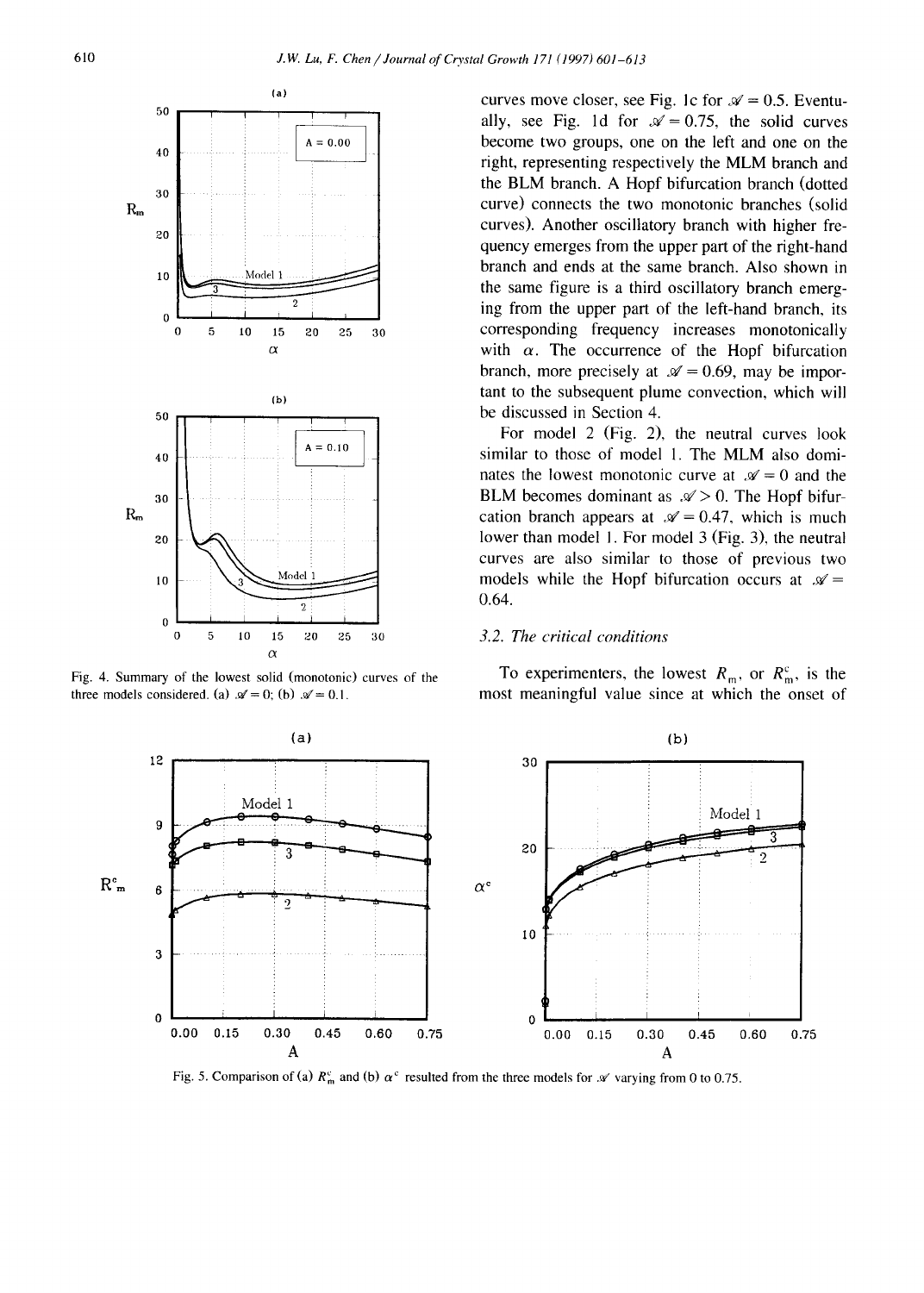curves move closer, see Fig. 1c for $\mathscr{A} = 0.5$. Eventually, see Fig. 1d for $\mathscr{A} = 0.75$, the solid curves become two groups, one on the left and one on the right, representing respectively the MLM branch and the BLM branch. A Hopf bifurcation branch (dotted curve) connects the two monotonic branches (solid curves). Another oscillatory branch with higher frequency emerges from the upper part of the right-hand branch and ends at the same branch. Also shown in the same figure is a third oscillatory branch emerging from the upper part of the left-hand branch, its corresponding frequency increases monotonically with $\alpha$. The occurrence of the Hopf bifurcation branch, more precisely at $\mathscr{A} = 0.69$, may be important to the subsequent plume convection, which will be discussed in Section 4.

For model 2 (Fig. 2), the neutral curves look similar to those of model 1. The MLM also dominates the lowest monotonic curve at $\mathscr{A} = 0$ and the BLM becomes dominant as $\mathscr{A} > 0$. The Hopf bifurcation branch appears at $\mathscr{A} = 0.47$, which is much lower than model 1. For model 3 (Fig. 3), the neutral curves are also similar to those of previous two models while the Hopf bifurcation occurs at $\mathscr{A} = 0.64$.

Fig. 4. Summary of the lowest solid (monotonic) curves of the three models considered. (a) $\mathscr{A} = 0$; (b) $\mathscr{A} = 0.1$.

### 3.2. The critical conditions

To experimenters, the lowest $R_m$, or $R_m^c$, is the most meaningful value since at which the onset of

Fig. 5. Comparison of (a) $R_m^c$ and (b) $\alpha^c$ resulted from the three models for $\mathscr{A}$ varying from 0 to 0.75.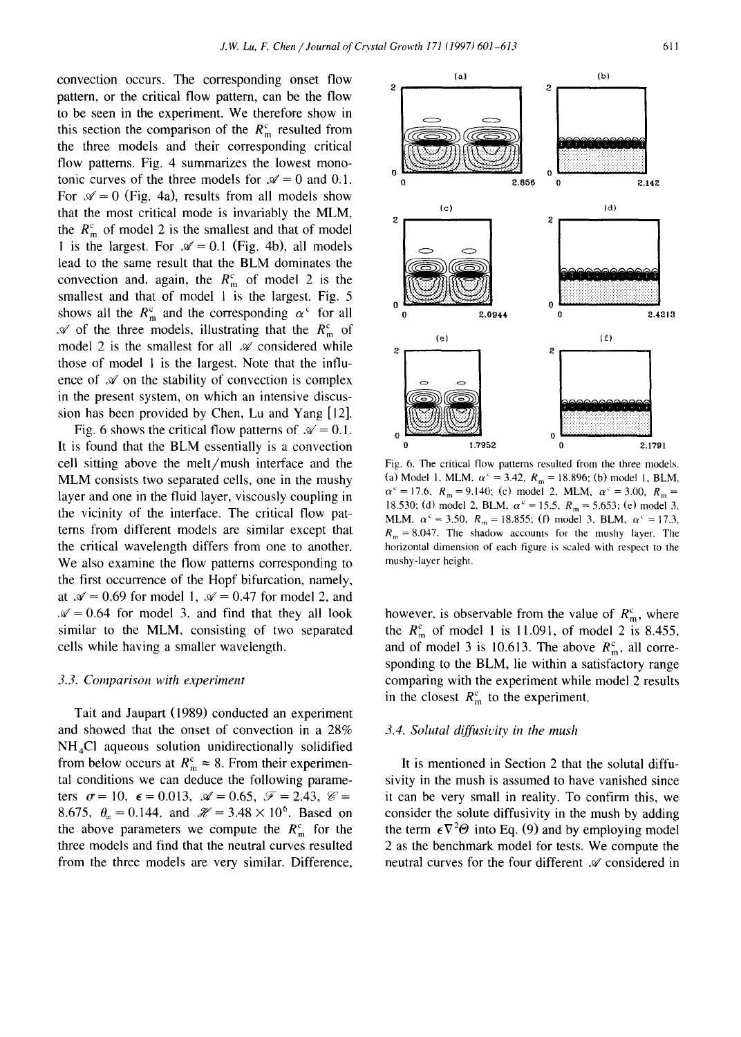convection occurs. The corresponding onset flow pattern, or the critical flow pattern, can be the flow to be seen in the experiment. We therefore show in this section the comparison of the $R_m^c$ resulted from the three models and their corresponding critical flow patterns. Fig. 4 summarizes the lowest monotonic curves of the three models for $\mathscr{A} = 0$ and 0.1. For $\mathscr{A} = 0$ (Fig. 4a), results from all models show that the most critical mode is invariably the MLM, the $R_m^c$ of model 2 is the smallest and that of model 1 is the largest. For $\mathscr{A} = 0.1$ (Fig. 4b), all models lead to the same result that the BLM dominates the convection and, again, the $R_m^c$ of model 2 is the smallest and that of model 1 is the largest. Fig. 5 shows all the $R_m^c$ and the corresponding $\alpha^c$ for all $\mathscr{A}$ of the three models, illustrating that the $R_m^c$ of model 2 is the smallest for all $\mathscr{A}$ considered while those of model 1 is the largest. Note that the influence of $\mathscr{A}$ on the stability of convection is complex in the present system, on which an intensive discussion has been provided by Chen, Lu and Yang [12].

Fig. 6 shows the critical flow patterns of $\mathscr{A} = 0.1$. It is found that the BLM essentially is a convection cell sitting above the melt/mush interface and the MLM consists two separated cells, one in the mushy layer and one in the fluid layer, viscously coupling in the vicinity of the interface. The critical flow patterns from different models are similar except that the critical wavelength differs from one to another. We also examine the flow patterns corresponding to the first occurrence of the Hopf bifurcation, namely, at $\mathscr{A} = 0.69$ for model 1, $\mathscr{A} = 0.47$ for model 2, and $\mathscr{A} = 0.64$ for model 3, and find that they all look similar to the MLM, consisting of two separated cells while having a smaller wavelength.

Fig. 6. The critical flow patterns resulted from the three models. (a) Model 1, MLM, $\alpha^c = 3.42$, $R_m = 18.896$; (b) model 1, BLM, $\alpha^c = 17.6$, $R_m = 9.140$; (c) model 2, MLM, $\alpha^c = 3.00$, $R_m = 18.530$; (d) model 2, BLM, $\alpha^c = 15.5$, $R_m = 5.653$; (e) model 3, MLM, $\alpha^c = 3.50$, $R_m = 18.855$; (f) model 3, BLM, $\alpha^c = 17.3$, $R_m = 8.047$. The shadow accounts for the mushy layer. The horizontal dimension of each figure is scaled with respect to the mushy-layer height.

### 3.3. Comparison with experiment

Tait and Jaupart (1989) conducted an experiment and showed that the onset of convection in a 28% $NH_4Cl$ aqueous solution unidirectionally solidified from below occurs at $R_m^c \approx 8$. From their experimental conditions we can deduce the following parameters $\sigma = 10$, $\epsilon = 0.013$, $\mathscr{A} = 0.65$, $\mathscr{T} = 2.43$, $\mathscr{C} = 8.675$, $\theta_\infty = 0.144$, and $\mathscr{H} = 3.48 \times 10^6$. Based on the above parameters we compute the $R_m^c$ for the three models and find that the neutral curves resulted from the three models are very similar. Difference, however, is observable from the value of $R_m^c$, where the $R_m^c$ of model 1 is 11.091, of model 2 is 8.455, and of model 3 is 10.613. The above $R_m^c$, all corresponding to the BLM, lie within a satisfactory range comparing with the experiment while model 2 results in the closest $R_m^c$ to the experiment.

### 3.4. Solutal diffusivity in the mush

It is mentioned in Section 2 that the solutal diffusivity in the mush is assumed to have vanished since it can be very small in reality. To confirm this, we consider the solute diffusivity in the mush by adding the term $\epsilon \nabla^2 \Theta$ into Eq. (9) and by employing model 2 as the benchmark model for tests. We compute the neutral curves for the four different $\mathscr{A}$ considered in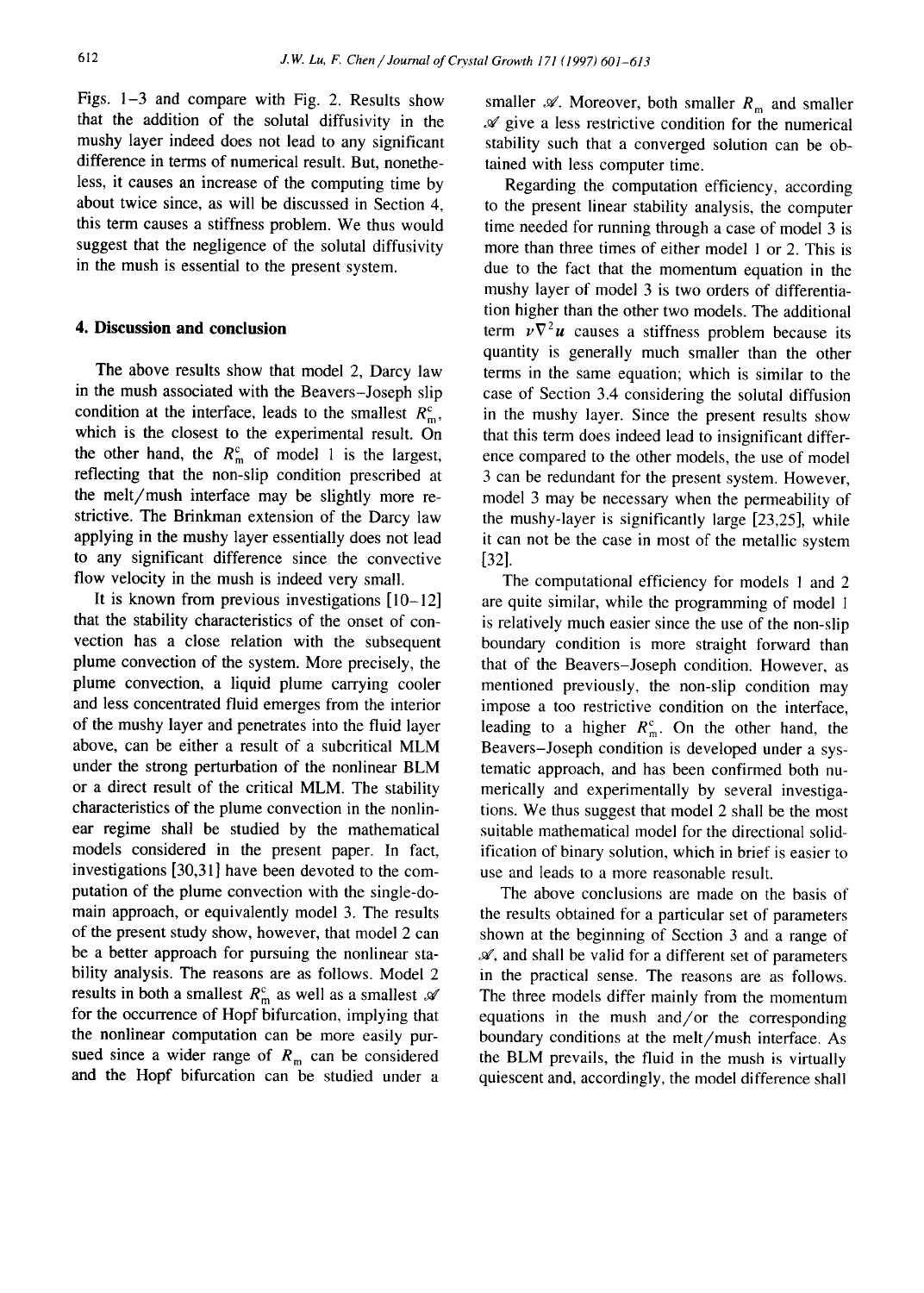Figs. 1–3 and compare with Fig. 2. Results show that the addition of the solutal diffusivity in the mushy layer indeed does not lead to any significant difference in terms of numerical result. But, nonetheless, it causes an increase of the computing time by about twice since, as will be discussed in Section 4, this term causes a stiffness problem. We thus would suggest that the negligence of the solutal diffusivity in the mush is essential to the present system.

## 4. Discussion and conclusion

The above results show that model 2, Darcy law in the mush associated with the Beavers–Joseph slip condition at the interface, leads to the smallest $R_m^c$, which is the closest to the experimental result. On the other hand, the $R_m^c$ of model 1 is the largest, reflecting that the non-slip condition prescribed at the melt/mush interface may be slightly more restrictive. The Brinkman extension of the Darcy law applying in the mushy layer essentially does not lead to any significant difference since the convective flow velocity in the mush is indeed very small.

It is known from previous investigations [10–12] that the stability characteristics of the onset of convection has a close relation with the subsequent plume convection of the system. More precisely, the plume convection, a liquid plume carrying cooler and less concentrated fluid emerges from the interior of the mushy layer and penetrates into the fluid layer above, can be either a result of a subcritical MLM under the strong perturbation of the nonlinear BLM or a direct result of the critical MLM. The stability characteristics of the plume convection in the nonlinear regime shall be studied by the mathematical models considered in the present paper. In fact, investigations [30,31] have been devoted to the computation of the plume convection with the single-domain approach, or equivalently model 3. The results of the present study show, however, that model 2 can be a better approach for pursuing the nonlinear stability analysis. The reasons are as follows. Model 2 results in both a smallest $R_m^c$ as well as a smallest $\mathscr{A}$ for the occurrence of Hopf bifurcation, implying that the nonlinear computation can be more easily pursued since a wider range of $R_m$ can be considered and the Hopf bifurcation can be studied under a smaller $\mathscr{A}$. Moreover, both smaller $R_m$ and smaller $\mathscr{A}$ give a less restrictive condition for the numerical stability such that a converged solution can be obtained with less computer time.

Regarding the computation efficiency, according to the present linear stability analysis, the computer time needed for running through a case of model 3 is more than three times of either model 1 or 2. This is due to the fact that the momentum equation in the mushy layer of model 3 is two orders of differentiation higher than the other two models. The additional term $\nu \nabla^2 \boldsymbol{u}$ causes a stiffness problem because its quantity is generally much smaller than the other terms in the same equation; which is similar to the case of Section 3.4 considering the solutal diffusion in the mushy layer. Since the present results show that this term does indeed lead to insignificant difference compared to the other models, the use of model 3 can be redundant for the present system. However, model 3 may be necessary when the permeability of the mushy-layer is significantly large [23,25], while it can not be the case in most of the metallic system [32].

The computational efficiency for models 1 and 2 are quite similar, while the programming of model 1 is relatively much easier since the use of the non-slip boundary condition is more straight forward than that of the Beavers–Joseph condition. However, as mentioned previously, the non-slip condition may impose a too restrictive condition on the interface, leading to a higher $R_m^c$. On the other hand, the Beavers–Joseph condition is developed under a systematic approach, and has been confirmed both numerically and experimentally by several investigations. We thus suggest that model 2 shall be the most suitable mathematical model for the directional solidification of binary solution, which in brief is easier to use and leads to a more reasonable result.

The above conclusions are made on the basis of the results obtained for a particular set of parameters shown at the beginning of Section 3 and a range of $\mathscr{A}$, and shall be valid for a different set of parameters in the practical sense. The reasons are as follows. The three models differ mainly from the momentum equations in the mush and/or the corresponding boundary conditions at the melt/mush interface. As the BLM prevails, the fluid in the mush is virtually quiescent and, accordingly, the model difference shall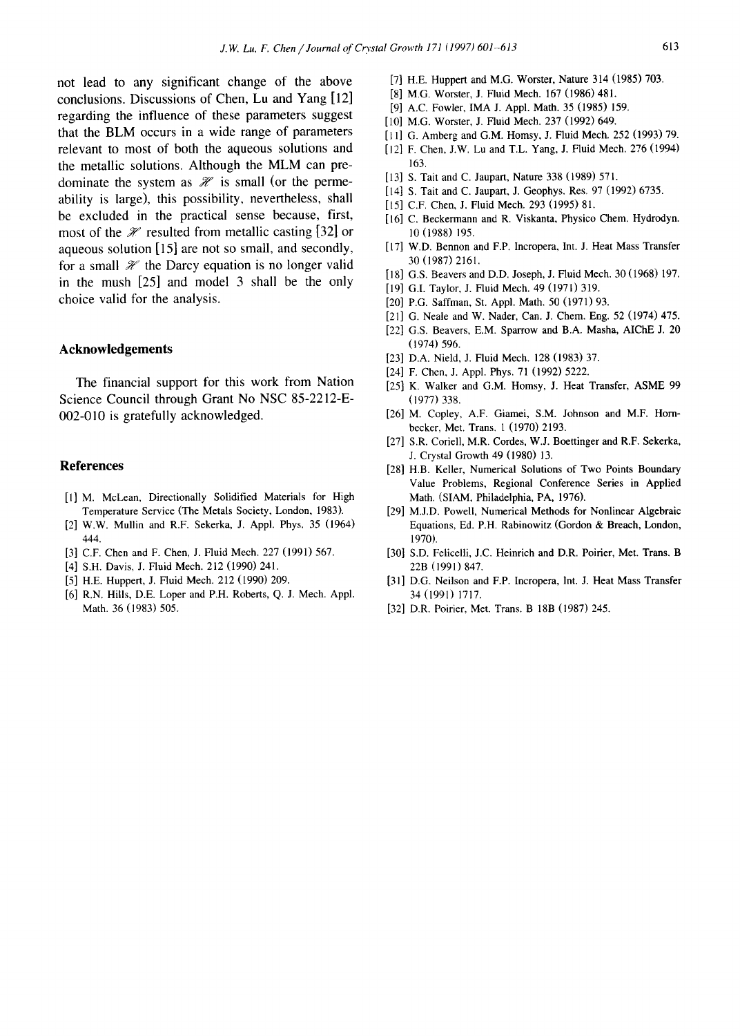not lead to any significant change of the above conclusions. Discussions of Chen, Lu and Yang [12] regarding the influence of these parameters suggest that the BLM occurs in a wide range of parameters relevant to most of both the aqueous solutions and the metallic solutions. Although the MLM can predominate the system as $\mathscr{K}$ is small (or the permeability is large), this possibility, nevertheless, shall be excluded in the practical sense because, first, most of the $\mathscr{K}$ resulted from metallic casting [32] or aqueous solution [15] are not so small, and secondly, for a small $\mathscr{K}$ the Darcy equation is no longer valid in the mush [25] and model 3 shall be the only choice valid for the analysis.

## Acknowledgements

The financial support for this work from Nation Science Council through Grant No NSC 85-2212-E-002-010 is gratefully acknowledged.

## References

[1] M. McLean, Directionally Solidified Materials for High Temperature Service (The Metals Society, London, 1983).

[2] W.W. Mullin and R.F. Sekerka, J. Appl. Phys. 35 (1964) 444.

[3] C.F. Chen and F. Chen, J. Fluid Mech. 227 (1991) 567.

[4] S.H. Davis, J. Fluid Mech. 212 (1990) 241.

[5] H.E. Huppert, J. Fluid Mech. 212 (1990) 209.

[6] R.N. Hills, D.E. Loper and P.H. Roberts, Q. J. Mech. Appl. Math. 36 (1983) 505.

[7] H.E. Huppert and M.G. Worster, Nature 314 (1985) 703.

[8] M.G. Worster, J. Fluid Mech. 167 (1986) 481.

[9] A.C. Fowler, IMA J. Appl. Math. 35 (1985) 159.

[10] M.G. Worster, J. Fluid Mech. 237 (1992) 649.

[11] G. Amberg and G.M. Homsy, J. Fluid Mech. 252 (1993) 79.

[12] F. Chen, J.W. Lu and T.L. Yang, J. Fluid Mech. 276 (1994) 163.

[13] S. Tait and C. Jaupart, Nature 338 (1989) 571.

[14] S. Tait and C. Jaupart, J. Geophys. Res. 97 (1992) 6735.

[15] C.F. Chen, J. Fluid Mech. 293 (1995) 81.

[16] C. Beckermann and R. Viskanta, Physico Chem. Hydrodyn. 10 (1988) 195.

[17] W.D. Bennon and F.P. Incropera, Int. J. Heat Mass Transfer 30 (1987) 2161.

[18] G.S. Beavers and D.D. Joseph, J. Fluid Mech. 30 (1968) 197.

[19] G.I. Taylor, J. Fluid Mech. 49 (1971) 319.

[20] P.G. Saffman, St. Appl. Math. 50 (1971) 93.

[21] G. Neale and W. Nader, Can. J. Chem. Eng. 52 (1974) 475.

[22] G.S. Beavers, E.M. Sparrow and B.A. Masha, AIChE J. 20 (1974) 596.

[23] D.A. Nield, J. Fluid Mech. 128 (1983) 37.

[24] F. Chen, J. Appl. Phys. 71 (1992) 5222.

[25] K. Walker and G.M. Homsy, J. Heat Transfer, ASME 99 (1977) 338.

[26] M. Copley, A.F. Giamei, S.M. Johnson and M.F. Hornbecker, Met. Trans. 1 (1970) 2193.

[27] S.R. Coriell, M.R. Cordes, W.J. Boettinger and R.F. Sekerka, J. Crystal Growth 49 (1980) 13.

[28] H.B. Keller, Numerical Solutions of Two Points Boundary Value Problems, Regional Conference Series in Applied Math. (SIAM, Philadelphia, PA, 1976).

[29] M.J.D. Powell, Numerical Methods for Nonlinear Algebraic Equations, Ed. P.H. Rabinowitz (Gordon & Breach, London, 1970).

[30] S.D. Felicelli, J.C. Heinrich and D.R. Poirier, Met. Trans. B 22B (1991) 847.

[31] D.G. Neilson and F.P. Incropera, Int. J. Heat Mass Transfer 34 (1991) 1717.

[32] D.R. Poirier, Met. Trans. B 18B (1987) 245.